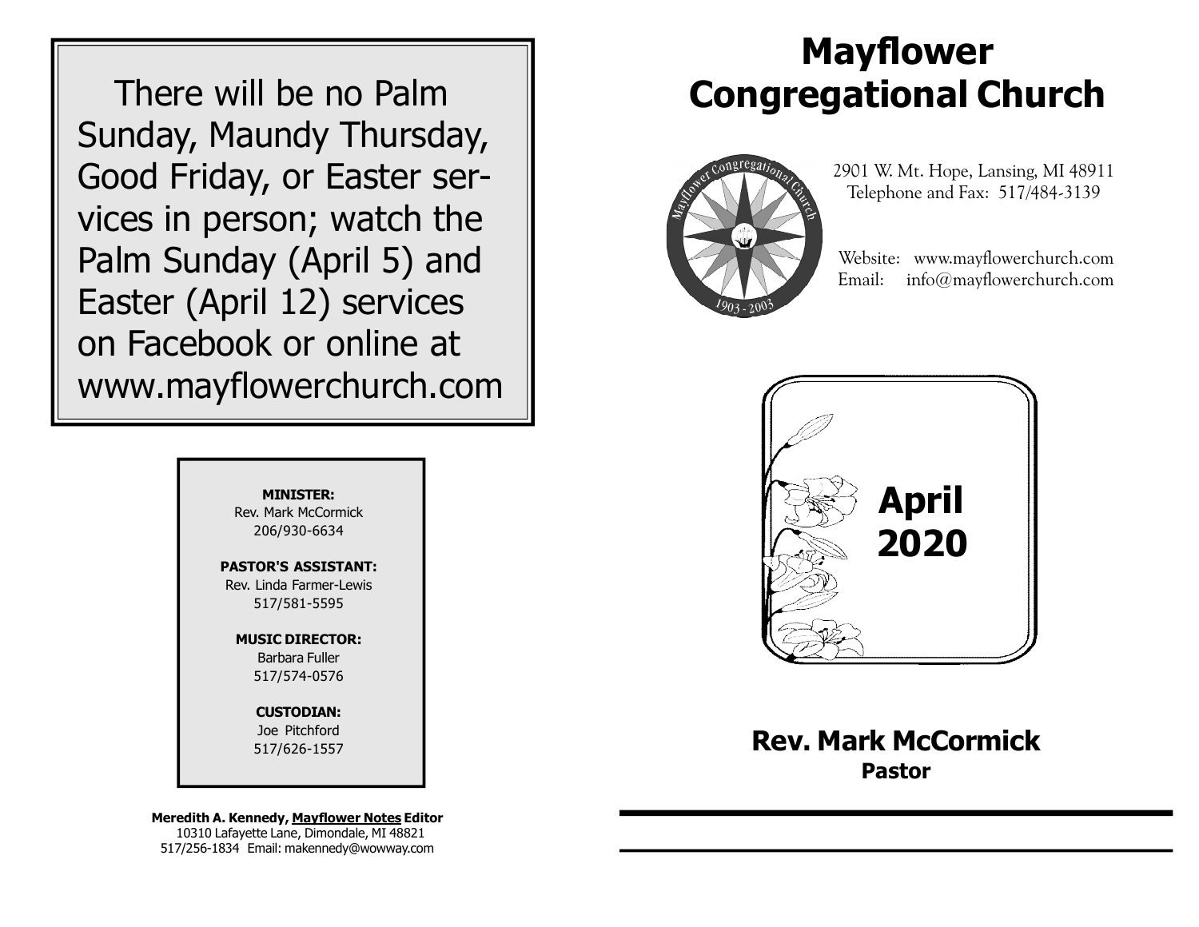There will be no Palm Sunday, Maundy Thursday, Good Friday, or Easter services in person; watch the Palm Sunday (April 5) and Easter (April 12) services on Facebook or online at www.mayflowerchurch.com

**MINISTER:**
Rev. Mark McCormick
206/930-6634

**PASTOR'S ASSISTANT:**
Rev. Linda Farmer-Lewis
517/581-5595

**MUSIC DIRECTOR:**
Barbara Fuller
517/574-0576

**CUSTODIAN:**
Joe Pitchford
517/626-1557

**Meredith A. Kennedy, Mayflower Notes Editor**
10310 Lafayette Lane, Dimondale, MI 48821
517/256-1834 Email: makennedy@wowway.com

# Mayflower Congregational Church

2901 W. Mt. Hope, Lansing, MI 48911
Telephone and Fax: 517/484-3139

Website: www.mayflowerchurch.com
Email: info@mayflowerchurch.com

## April 2020

## Rev. Mark McCormick
**Pastor**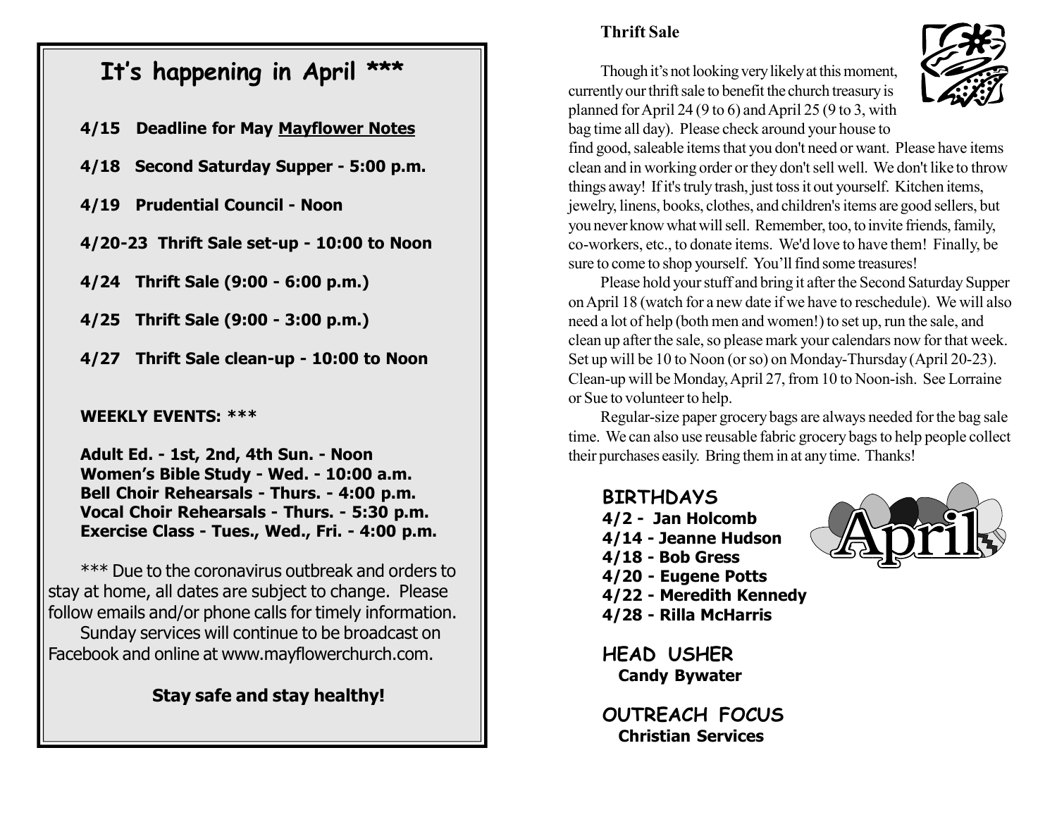## It's happening in April ***

**4/15 Deadline for May Mayflower Notes**

**4/18 Second Saturday Supper - 5:00 p.m.**

**4/19 Prudential Council - Noon**

**4/20-23 Thrift Sale set-up - 10:00 to Noon**

**4/24 Thrift Sale (9:00 - 6:00 p.m.)**

**4/25 Thrift Sale (9:00 - 3:00 p.m.)**

**4/27 Thrift Sale clean-up - 10:00 to Noon**

**WEEKLY EVENTS: ***

**Adult Ed. - 1st, 2nd, 4th Sun. - Noon**
**Women's Bible Study - Wed. - 10:00 a.m.**
**Bell Choir Rehearsals - Thurs. - 4:00 p.m.**
**Vocal Choir Rehearsals - Thurs. - 5:30 p.m.**
**Exercise Class - Tues., Wed., Fri. - 4:00 p.m.**

*** Due to the coronavirus outbreak and orders to stay at home, all dates are subject to change. Please follow emails and/or phone calls for timely information.

Sunday services will continue to be broadcast on Facebook and online at www.mayflowerchurch.com.

**Stay safe and stay healthy!**

### Thrift Sale

Though it's not looking very likely at this moment, currently our thrift sale to benefit the church treasury is planned for April 24 (9 to 6) and April 25 (9 to 3, with bag time all day). Please check around your house to find good, saleable items that you don't need or want. Please have items clean and in working order or they don't sell well. We don't like to throw things away! If it's truly trash, just toss it out yourself. Kitchen items, jewelry, linens, books, clothes, and children's items are good sellers, but you never know what will sell. Remember, too, to invite friends, family, co-workers, etc., to donate items. We'd love to have them! Finally, be sure to come to shop yourself. You'll find some treasures!

Please hold your stuff and bring it after the Second Saturday Supper on April 18 (watch for a new date if we have to reschedule). We will also need a lot of help (both men and women!) to set up, run the sale, and clean up after the sale, so please mark your calendars now for that week. Set up will be 10 to Noon (or so) on Monday-Thursday (April 20-23). Clean-up will be Monday, April 27, from 10 to Noon-ish. See Lorraine or Sue to volunteer to help.

Regular-size paper grocery bags are always needed for the bag sale time. We can also use reusable fabric grocery bags to help people collect their purchases easily. Bring them in at any time. Thanks!

### BIRTHDAYS

**4/2 - Jan Holcomb**
**4/14 - Jeanne Hudson**
**4/18 - Bob Gress**
**4/20 - Eugene Potts**
**4/22 - Meredith Kennedy**
**4/28 - Rilla McHarris**

### HEAD USHER

**Candy Bywater**

### OUTREACH FOCUS

**Christian Services**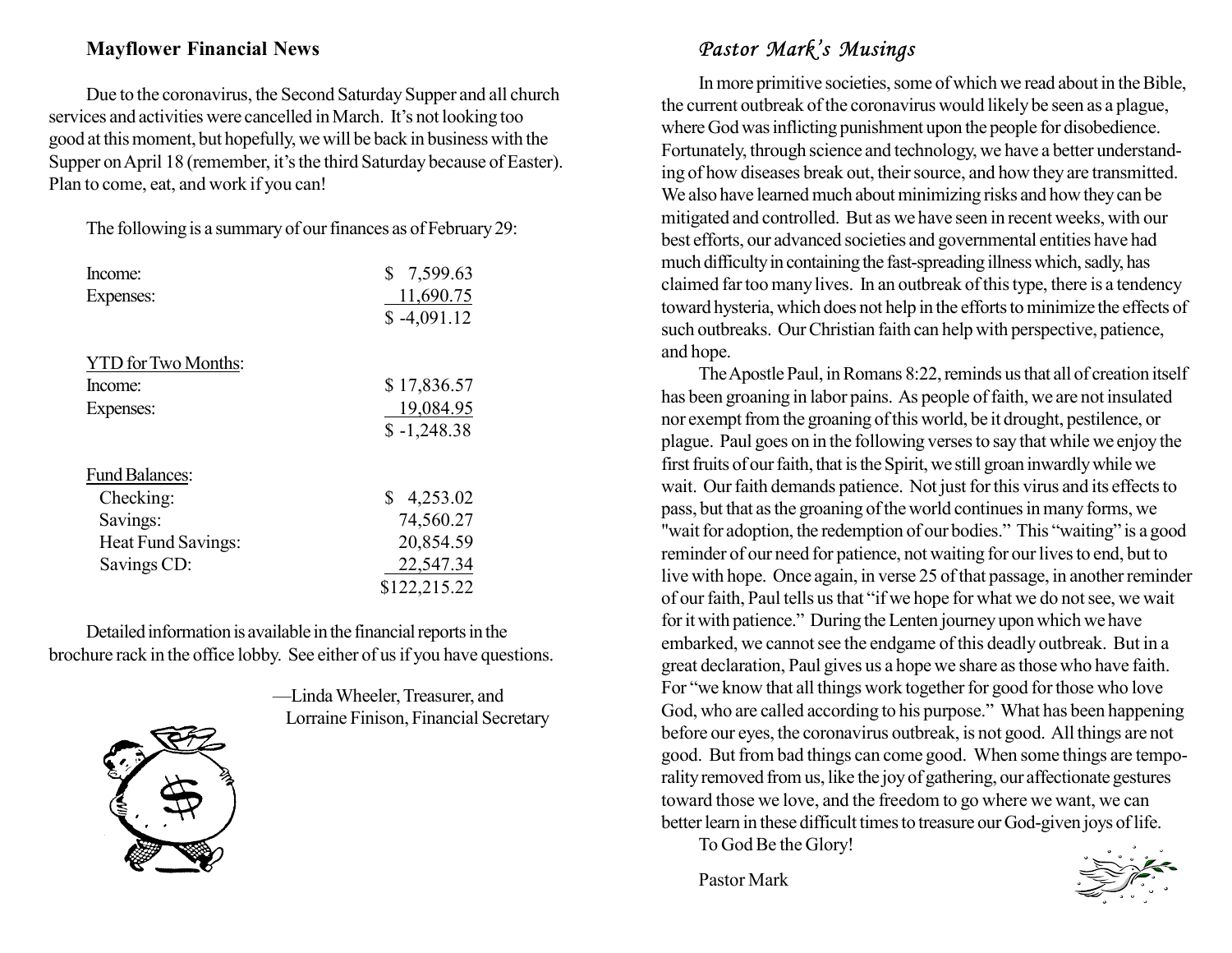## Mayflower Financial News

Due to the coronavirus, the Second Saturday Supper and all church services and activities were cancelled in March. It's not looking too good at this moment, but hopefully, we will be back in business with the Supper on April 18 (remember, it's the third Saturday because of Easter). Plan to come, eat, and work if you can!

The following is a summary of our finances as of February 29:

| | |
|---|---|
| Income: | $ 7,599.63 |
| Expenses: | 11,690.75 |
| | $ -4,091.12 |
| **YTD for Two Months:** | |
| Income: | $ 17,836.57 |
| Expenses: | 19,084.95 |
| | $ -1,248.38 |
| **Fund Balances:** | |
| Checking: | $ 4,253.02 |
| Savings: | 74,560.27 |
| Heat Fund Savings: | 20,854.59 |
| Savings CD: | 22,547.34 |
| | $122,215.22 |

Detailed information is available in the financial reports in the brochure rack in the office lobby. See either of us if you have questions.

—Linda Wheeler, Treasurer, and
Lorraine Finison, Financial Secretary

## *Pastor Mark's Musings*

In more primitive societies, some of which we read about in the Bible, the current outbreak of the coronavirus would likely be seen as a plague, where God was inflicting punishment upon the people for disobedience. Fortunately, through science and technology, we have a better understanding of how diseases break out, their source, and how they are transmitted. We also have learned much about minimizing risks and how they can be mitigated and controlled. But as we have seen in recent weeks, with our best efforts, our advanced societies and governmental entities have had much difficulty in containing the fast-spreading illness which, sadly, has claimed far too many lives. In an outbreak of this type, there is a tendency toward hysteria, which does not help in the efforts to minimize the effects of such outbreaks. Our Christian faith can help with perspective, patience, and hope.

The Apostle Paul, in Romans 8:22, reminds us that all of creation itself has been groaning in labor pains. As people of faith, we are not insulated nor exempt from the groaning of this world, be it drought, pestilence, or plague. Paul goes on in the following verses to say that while we enjoy the first fruits of our faith, that is the Spirit, we still groan inwardly while we wait. Our faith demands patience. Not just for this virus and its effects to pass, but that as the groaning of the world continues in many forms, we "wait for adoption, the redemption of our bodies." This "waiting" is a good reminder of our need for patience, not waiting for our lives to end, but to live with hope. Once again, in verse 25 of that passage, in another reminder of our faith, Paul tells us that "if we hope for what we do not see, we wait for it with patience." During the Lenten journey upon which we have embarked, we cannot see the endgame of this deadly outbreak. But in a great declaration, Paul gives us a hope we share as those who have faith. For "we know that all things work together for good for those who love God, who are called according to his purpose." What has been happening before our eyes, the coronavirus outbreak, is not good. All things are not good. But from bad things can come good. When some things are temporality removed from us, like the joy of gathering, our affectionate gestures toward those we love, and the freedom to go where we want, we can better learn in these difficult times to treasure our God-given joys of life.

To God Be the Glory!

Pastor Mark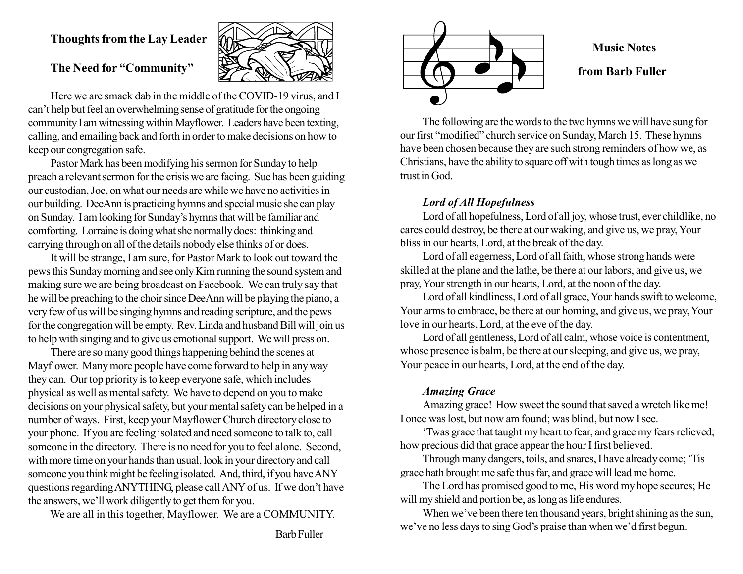## Thoughts from the Lay Leader

### The Need for "Community"

Here we are smack dab in the middle of the COVID-19 virus, and I can't help but feel an overwhelming sense of gratitude for the ongoing community I am witnessing within Mayflower. Leaders have been texting, calling, and emailing back and forth in order to make decisions on how to keep our congregation safe.

Pastor Mark has been modifying his sermon for Sunday to help preach a relevant sermon for the crisis we are facing. Sue has been guiding our custodian, Joe, on what our needs are while we have no activities in our building. DeeAnn is practicing hymns and special music she can play on Sunday. I am looking for Sunday's hymns that will be familiar and comforting. Lorraine is doing what she normally does: thinking and carrying through on all of the details nobody else thinks of or does.

It will be strange, I am sure, for Pastor Mark to look out toward the pews this Sunday morning and see only Kim running the sound system and making sure we are being broadcast on Facebook. We can truly say that he will be preaching to the choir since DeeAnn will be playing the piano, a very few of us will be singing hymns and reading scripture, and the pews for the congregation will be empty. Rev. Linda and husband Bill will join us to help with singing and to give us emotional support. We will press on.

There are so many good things happening behind the scenes at Mayflower. Many more people have come forward to help in any way they can. Our top priority is to keep everyone safe, which includes physical as well as mental safety. We have to depend on you to make decisions on your physical safety, but your mental safety can be helped in a number of ways. First, keep your Mayflower Church directory close to your phone. If you are feeling isolated and need someone to talk to, call someone in the directory. There is no need for you to feel alone. Second, with more time on your hands than usual, look in your directory and call someone you think might be feeling isolated. And, third, if you have ANY questions regarding ANYTHING, please call ANY of us. If we don't have the answers, we'll work diligently to get them for you.

We are all in this together, Mayflower. We are a COMMUNITY.

—Barb Fuller

## Music Notes

## from Barb Fuller

The following are the words to the two hymns we will have sung for our first "modified" church service on Sunday, March 15. These hymns have been chosen because they are such strong reminders of how we, as Christians, have the ability to square off with tough times as long as we trust in God.

***Lord of All Hopefulness***

Lord of all hopefulness, Lord of all joy, whose trust, ever childlike, no cares could destroy, be there at our waking, and give us, we pray, Your bliss in our hearts, Lord, at the break of the day.

Lord of all eagerness, Lord of all faith, whose strong hands were skilled at the plane and the lathe, be there at our labors, and give us, we pray, Your strength in our hearts, Lord, at the noon of the day.

Lord of all kindliness, Lord of all grace, Your hands swift to welcome, Your arms to embrace, be there at our homing, and give us, we pray, Your love in our hearts, Lord, at the eve of the day.

Lord of all gentleness, Lord of all calm, whose voice is contentment, whose presence is balm, be there at our sleeping, and give us, we pray, Your peace in our hearts, Lord, at the end of the day.

***Amazing Grace***

Amazing grace! How sweet the sound that saved a wretch like me! I once was lost, but now am found; was blind, but now I see.

'Twas grace that taught my heart to fear, and grace my fears relieved; how precious did that grace appear the hour I first believed.

Through many dangers, toils, and snares, I have already come; 'Tis grace hath brought me safe thus far, and grace will lead me home.

The Lord has promised good to me, His word my hope secures; He will my shield and portion be, as long as life endures.

When we've been there ten thousand years, bright shining as the sun, we've no less days to sing God's praise than when we'd first begun.